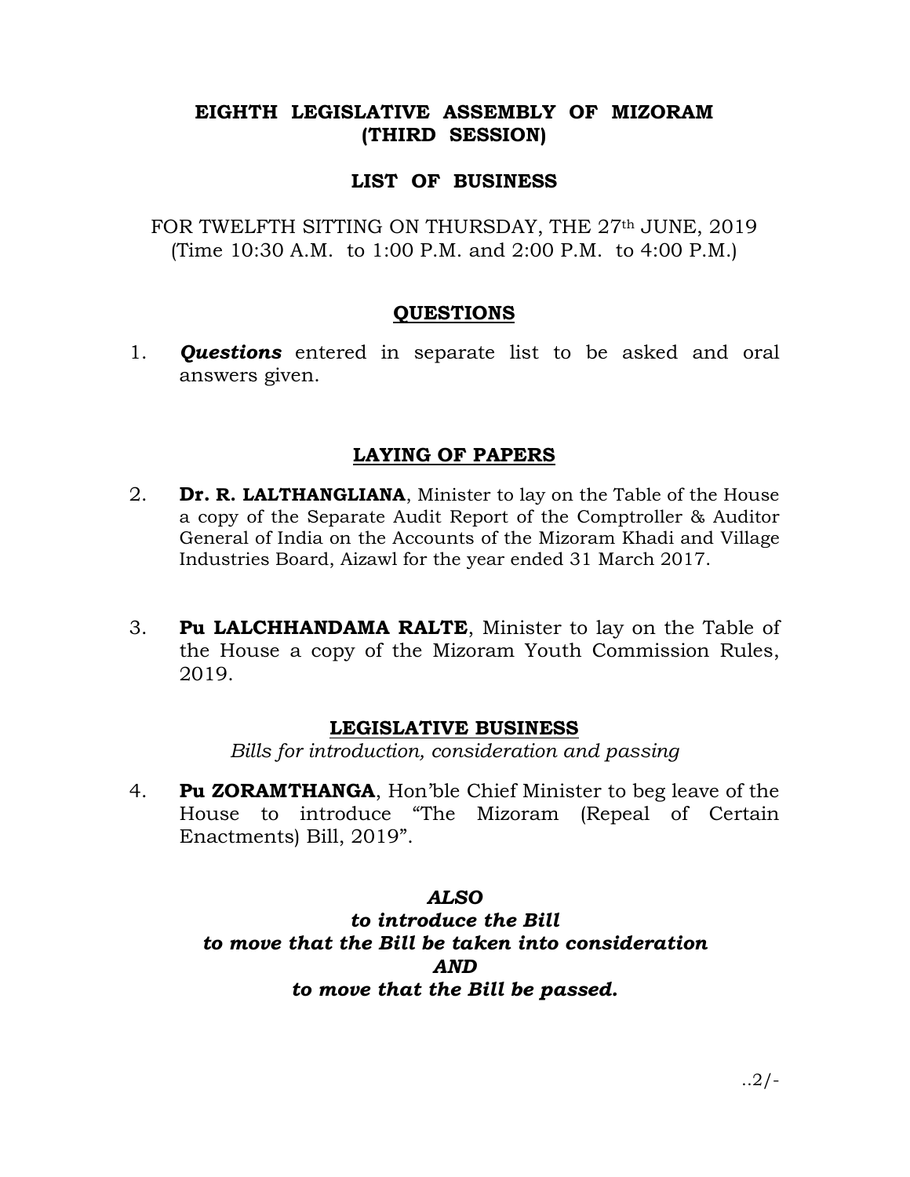# EIGHTH LEGISLATIVE ASSEMBLY OF MIZORAM (THIRD SESSION)

## LIST OF BUSINESS

FOR TWELFTH SITTING ON THURSDAY, THE 27th JUNE, 2019
(Time 10:30 A.M. to 1:00 P.M. and 2:00 P.M. to 4:00 P.M.)

### QUESTIONS

1. ***Questions*** entered in separate list to be asked and oral answers given.

### LAYING OF PAPERS

2. **Dr. R. LALTHANGLIANA**, Minister to lay on the Table of the House a copy of the Separate Audit Report of the Comptroller & Auditor General of India on the Accounts of the Mizoram Khadi and Village Industries Board, Aizawl for the year ended 31 March 2017.

3. **Pu LALCHHANDAMA RALTE**, Minister to lay on the Table of the House a copy of the Mizoram Youth Commission Rules, 2019.

### LEGISLATIVE BUSINESS

*Bills for introduction, consideration and passing*

4. **Pu ZORAMTHANGA**, Hon'ble Chief Minister to beg leave of the House to introduce "The Mizoram (Repeal of Certain Enactments) Bill, 2019".

***ALSO***
***to introduce the Bill***
***to move that the Bill be taken into consideration***
***AND***
***to move that the Bill be passed.***

..2/-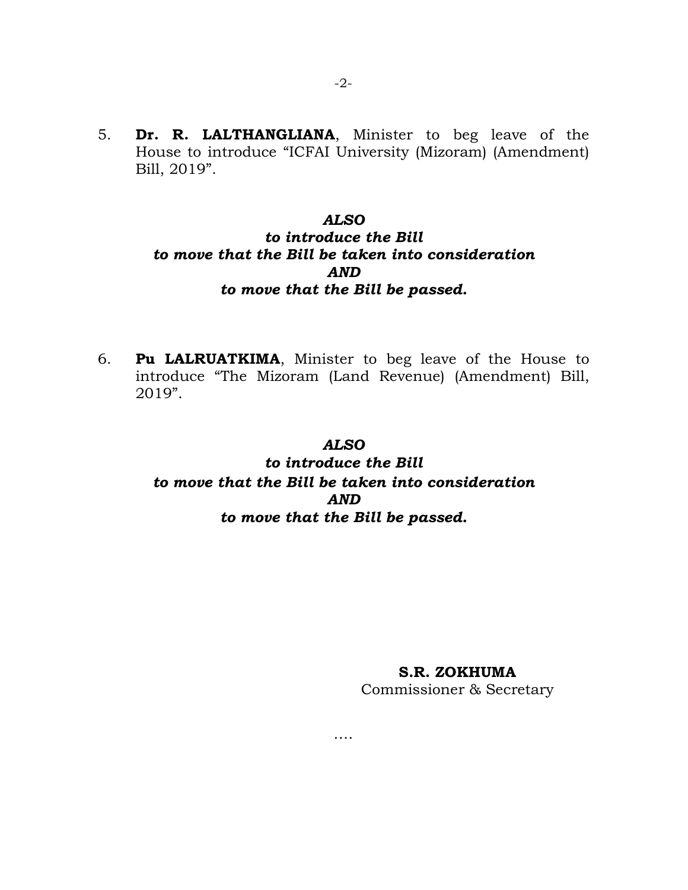5. **Dr. R. LALTHANGLIANA**, Minister to beg leave of the House to introduce "ICFAI University (Mizoram) (Amendment) Bill, 2019".

***ALSO***
***to introduce the Bill***
***to move that the Bill be taken into consideration***
***AND***
***to move that the Bill be passed.***

6. **Pu LALRUATKIMA**, Minister to beg leave of the House to introduce "The Mizoram (Land Revenue) (Amendment) Bill, 2019".

***ALSO***
***to introduce the Bill***
***to move that the Bill be taken into consideration***
***AND***
***to move that the Bill be passed.***

**S.R. ZOKHUMA**
Commissioner & Secretary

….